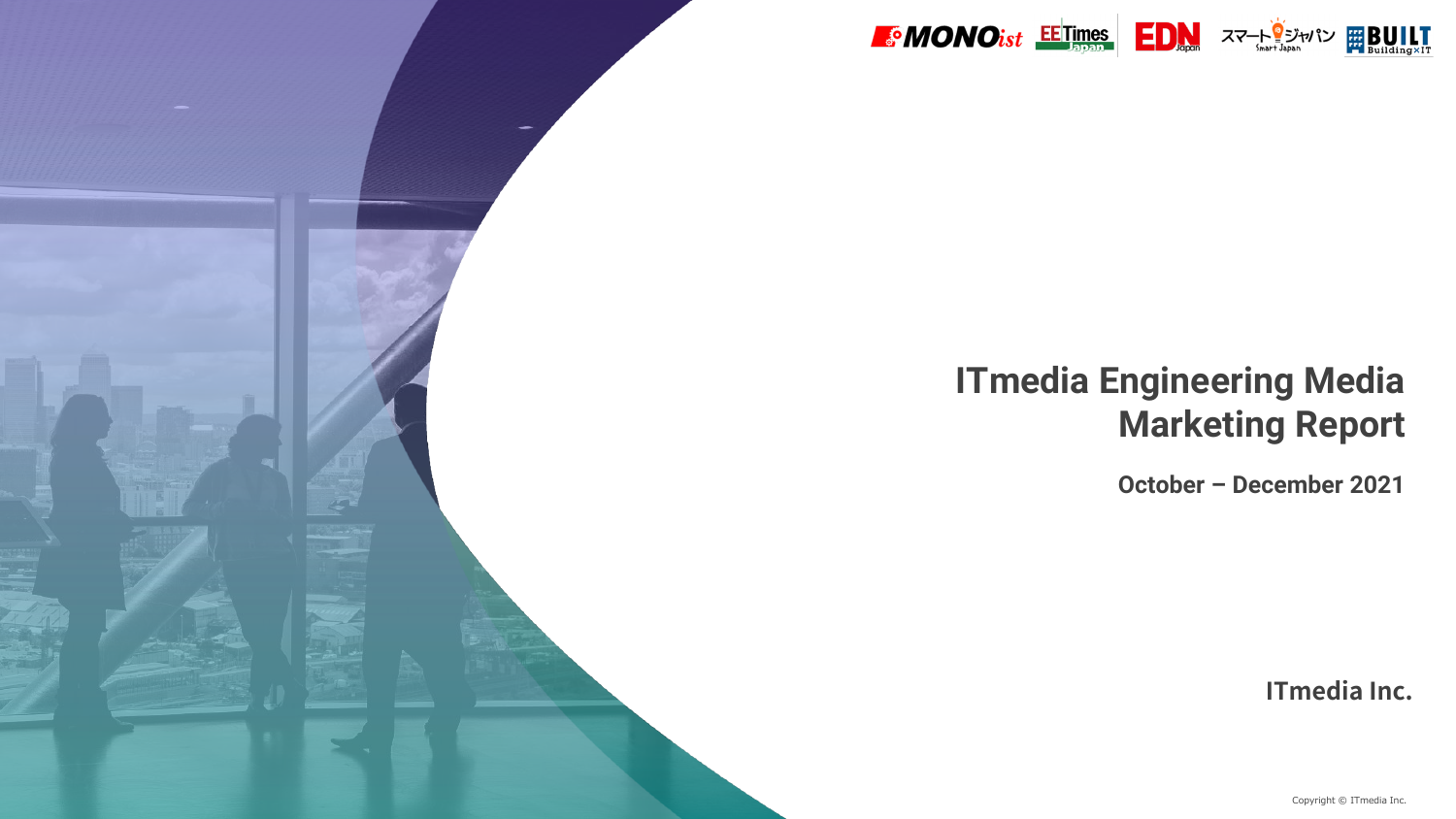MONOist EE Times Japan EDN Japan スマートジャパン Smart Japan BUILT Building×IT

# ITmedia Engineering Media Marketing Report

**October – December 2021**

**ITmedia Inc.**

Copyright © ITmedia Inc.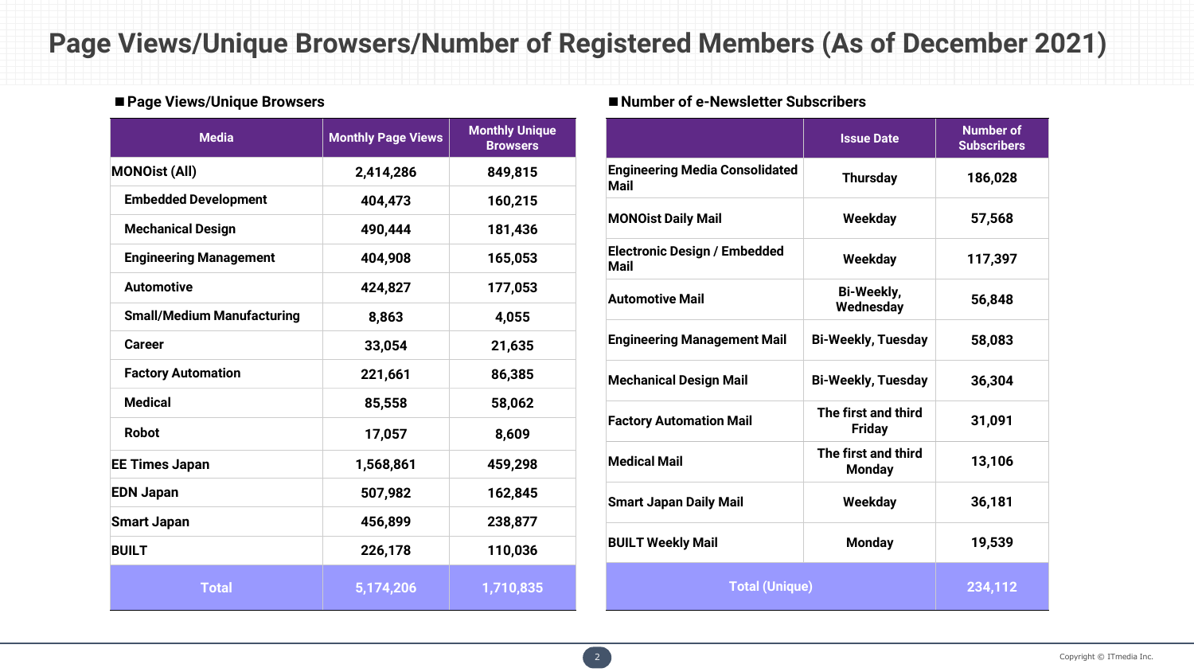# Page Views/Unique Browsers/Number of Registered Members (As of December 2021)

## ■ Page Views/Unique Browsers

| Media | Monthly Page Views | Monthly Unique Browsers |
|---|---|---|
| MONOist (All) | 2,414,286 | 849,815 |
| Embedded Development | 404,473 | 160,215 |
| Mechanical Design | 490,444 | 181,436 |
| Engineering Management | 404,908 | 165,053 |
| Automotive | 424,827 | 177,053 |
| Small/Medium Manufacturing | 8,863 | 4,055 |
| Career | 33,054 | 21,635 |
| Factory Automation | 221,661 | 86,385 |
| Medical | 85,558 | 58,062 |
| Robot | 17,057 | 8,609 |
| EE Times Japan | 1,568,861 | 459,298 |
| EDN Japan | 507,982 | 162,845 |
| Smart Japan | 456,899 | 238,877 |
| BUILT | 226,178 | 110,036 |
| Total | 5,174,206 | 1,710,835 |

## ■ Number of e-Newsletter Subscribers

| | Issue Date | Number of Subscribers |
|---|---|---|
| Engineering Media Consolidated Mail | Thursday | 186,028 |
| MONOist Daily Mail | Weekday | 57,568 |
| Electronic Design / Embedded Mail | Weekday | 117,397 |
| Automotive Mail | Bi-Weekly, Wednesday | 56,848 |
| Engineering Management Mail | Bi-Weekly, Tuesday | 58,083 |
| Mechanical Design Mail | Bi-Weekly, Tuesday | 36,304 |
| Factory Automation Mail | The first and third Friday | 31,091 |
| Medical Mail | The first and third Monday | 13,106 |
| Smart Japan Daily Mail | Weekday | 36,181 |
| BUILT Weekly Mail | Monday | 19,539 |
| Total (Unique) | | 234,112 |

Copyright © ITmedia Inc.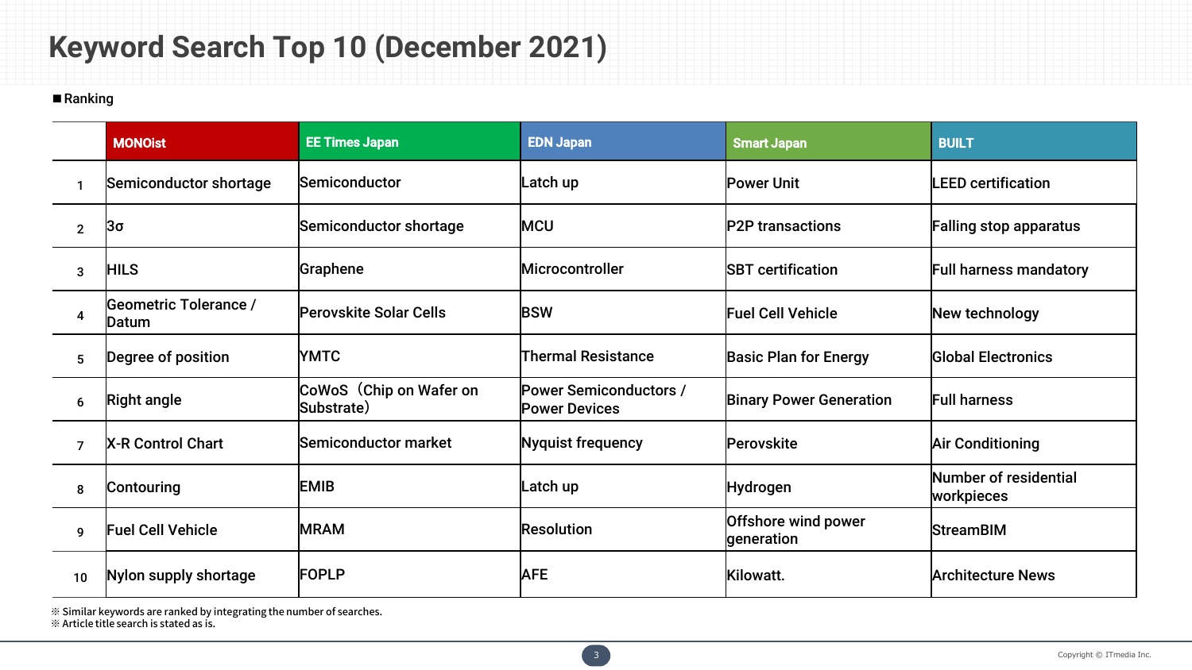# Keyword Search Top 10 (December 2021)

■Ranking

| | MONOist | EE Times Japan | EDN Japan | Smart Japan | BUILT |
|---|---|---|---|---|---|
| 1 | Semiconductor shortage | Semiconductor | Latch up | Power Unit | LEED certification |
| 2 | 3σ | Semiconductor shortage | MCU | P2P transactions | Falling stop apparatus |
| 3 | HILS | Graphene | Microcontroller | SBT certification | Full harness mandatory |
| 4 | Geometric Tolerance / Datum | Perovskite Solar Cells | BSW | Fuel Cell Vehicle | New technology |
| 5 | Degree of position | YMTC | Thermal Resistance | Basic Plan for Energy | Global Electronics |
| 6 | Right angle | CoWoS（Chip on Wafer on Substrate） | Power Semiconductors / Power Devices | Binary Power Generation | Full harness |
| 7 | X-R Control Chart | Semiconductor market | Nyquist frequency | Perovskite | Air Conditioning |
| 8 | Contouring | EMIB | Latch up | Hydrogen | Number of residential workpieces |
| 9 | Fuel Cell Vehicle | MRAM | Resolution | Offshore wind power generation | StreamBIM |
| 10 | Nylon supply shortage | FOPLP | AFE | Kilowatt. | Architecture News |

※ Similar keywords are ranked by integrating the number of searches.
※ Article title search is stated as is.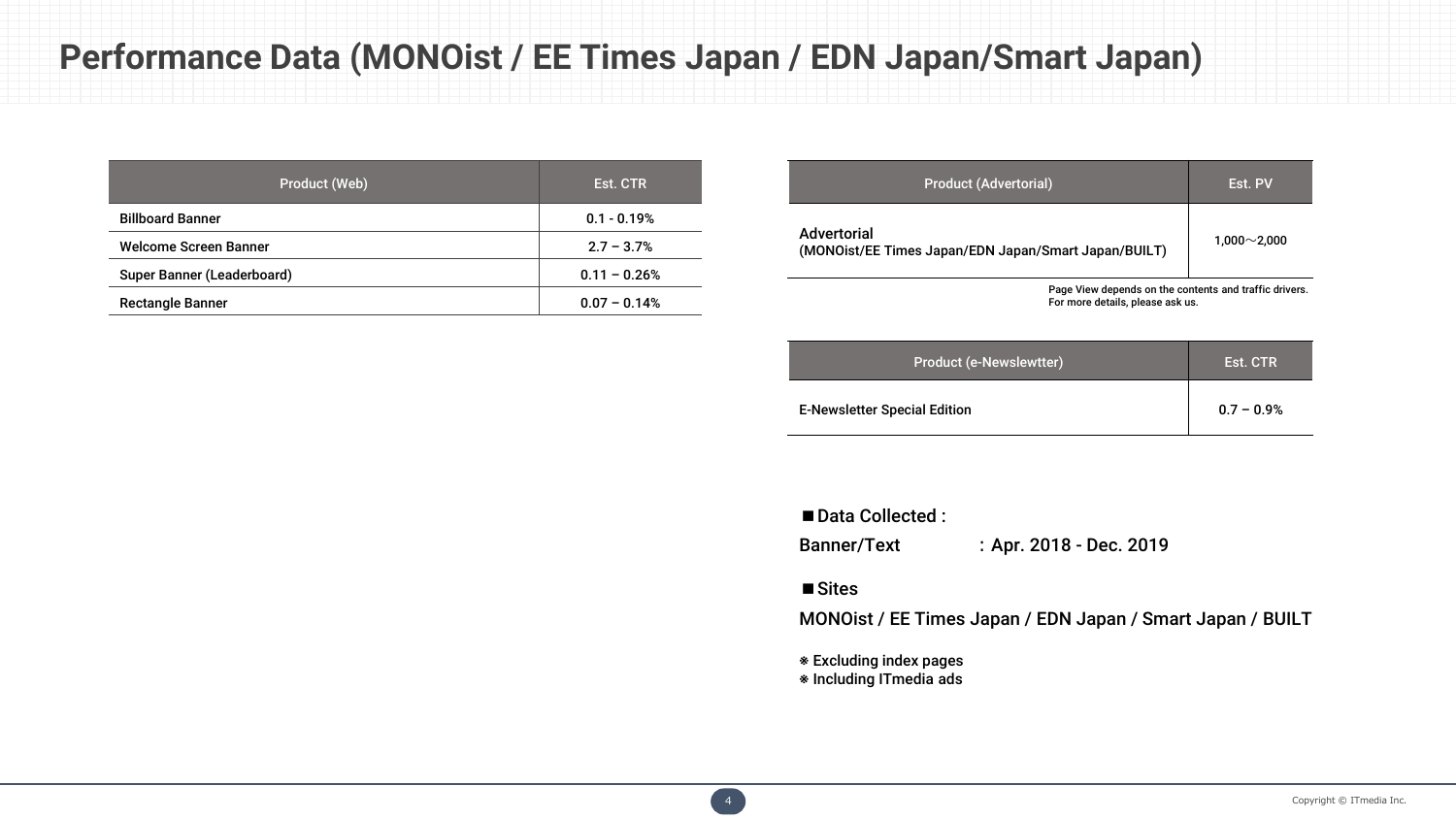# Performance Data (MONOist / EE Times Japan / EDN Japan/Smart Japan)

| Product (Web) | Est. CTR |
|---|---|
| Billboard Banner | 0.1 - 0.19% |
| Welcome Screen Banner | 2.7 – 3.7% |
| Super Banner (Leaderboard) | 0.11 – 0.26% |
| Rectangle Banner | 0.07 – 0.14% |

| Product (Advertorial) | Est. PV |
|---|---|
| Advertorial<br>(MONOist/EE Times Japan/EDN Japan/Smart Japan/BUILT) | 1,000～2,000 |

Page View depends on the contents and traffic drivers.
For more details, please ask us.

| Product (e-Newslewtter) | Est. CTR |
|---|---|
| E-Newsletter Special Edition | 0.7 – 0.9% |

■Data Collected :

Banner/Text : Apr. 2018 - Dec. 2019

■Sites

MONOist / EE Times Japan / EDN Japan / Smart Japan / BUILT

※ Excluding index pages
※ Including ITmedia ads

Copyright © ITmedia Inc.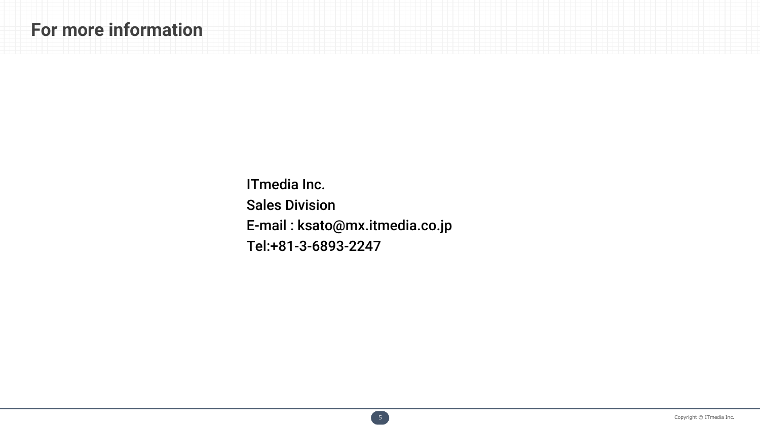# For more information

ITmedia Inc.
Sales Division
E-mail : ksato@mx.itmedia.co.jp
Tel:+81-3-6893-2247